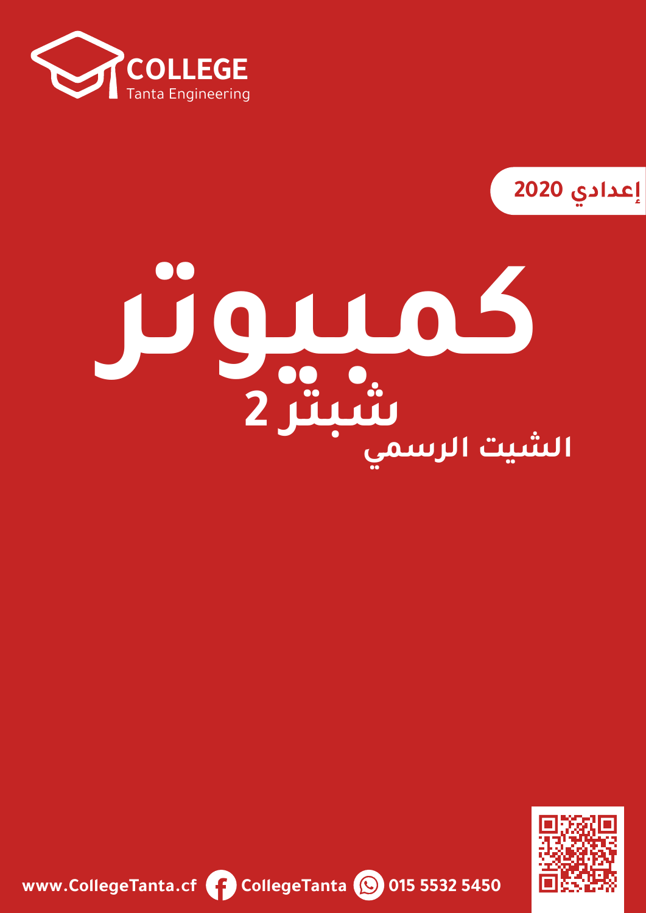**COLLEGE**
Tanta Engineering

إعدادي 2020

# كمبيوتر

## شبتر 2

### الشيت الرسمي

www.CollegeTanta.cf CollegeTanta 015 5532 5450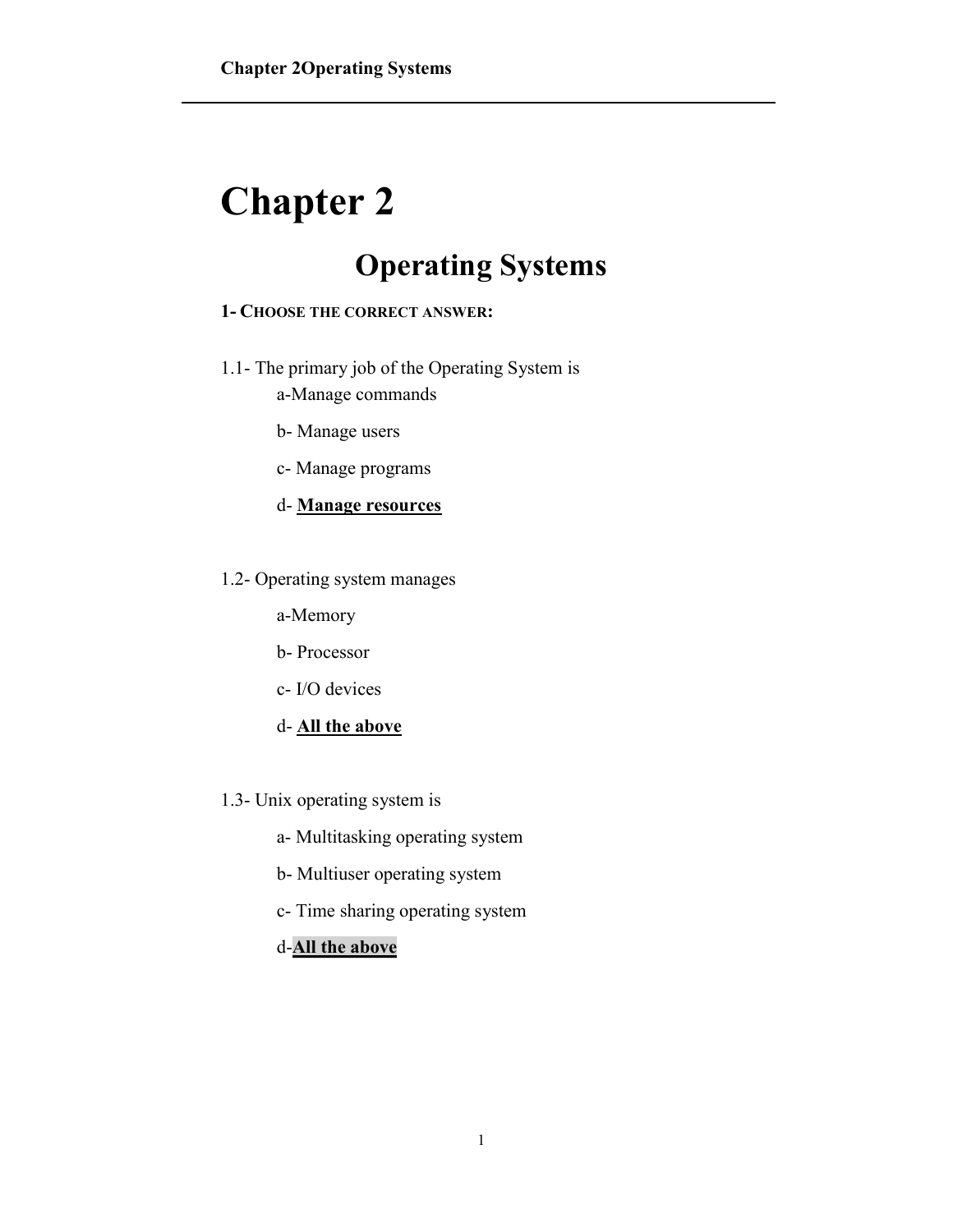# Chapter 2

## Operating Systems

**1- CHOOSE THE CORRECT ANSWER:**

1.1- The primary job of the Operating System is

a-Manage commands

b- Manage users

c- Manage programs

d- **Manage resources**

1.2- Operating system manages

a-Memory

b- Processor

c- I/O devices

d- **All the above**

1.3- Unix operating system is

a- Multitasking operating system

b- Multiuser operating system

c- Time sharing operating system

d-**All the above**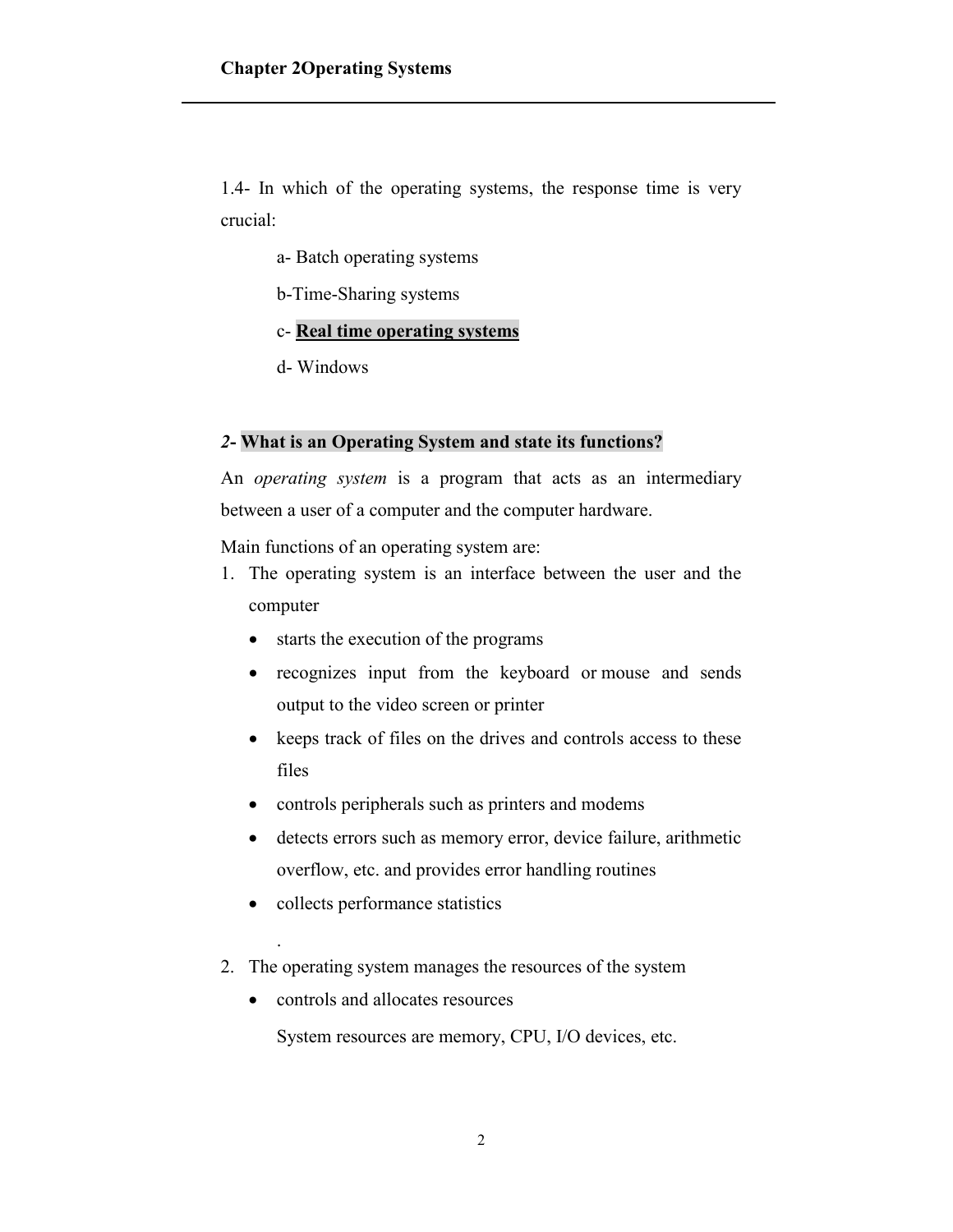1.4- In which of the operating systems, the response time is very crucial:

a- Batch operating systems

b-Time-Sharing systems

c- **Real time operating systems**

d- Windows

***2*- What is an Operating System and state its functions?**

An *operating system* is a program that acts as an intermediary between a user of a computer and the computer hardware.

Main functions of an operating system are:

1. The operating system is an interface between the user and the computer
   - starts the execution of the programs
   - recognizes input from the keyboard or mouse and sends output to the video screen or printer
   - keeps track of files on the drives and controls access to these files
   - controls peripherals such as printers and modems
   - detects errors such as memory error, device failure, arithmetic overflow, etc. and provides error handling routines
   - collects performance statistics

   .
2. The operating system manages the resources of the system
   - controls and allocates resources

     System resources are memory, CPU, I/O devices, etc.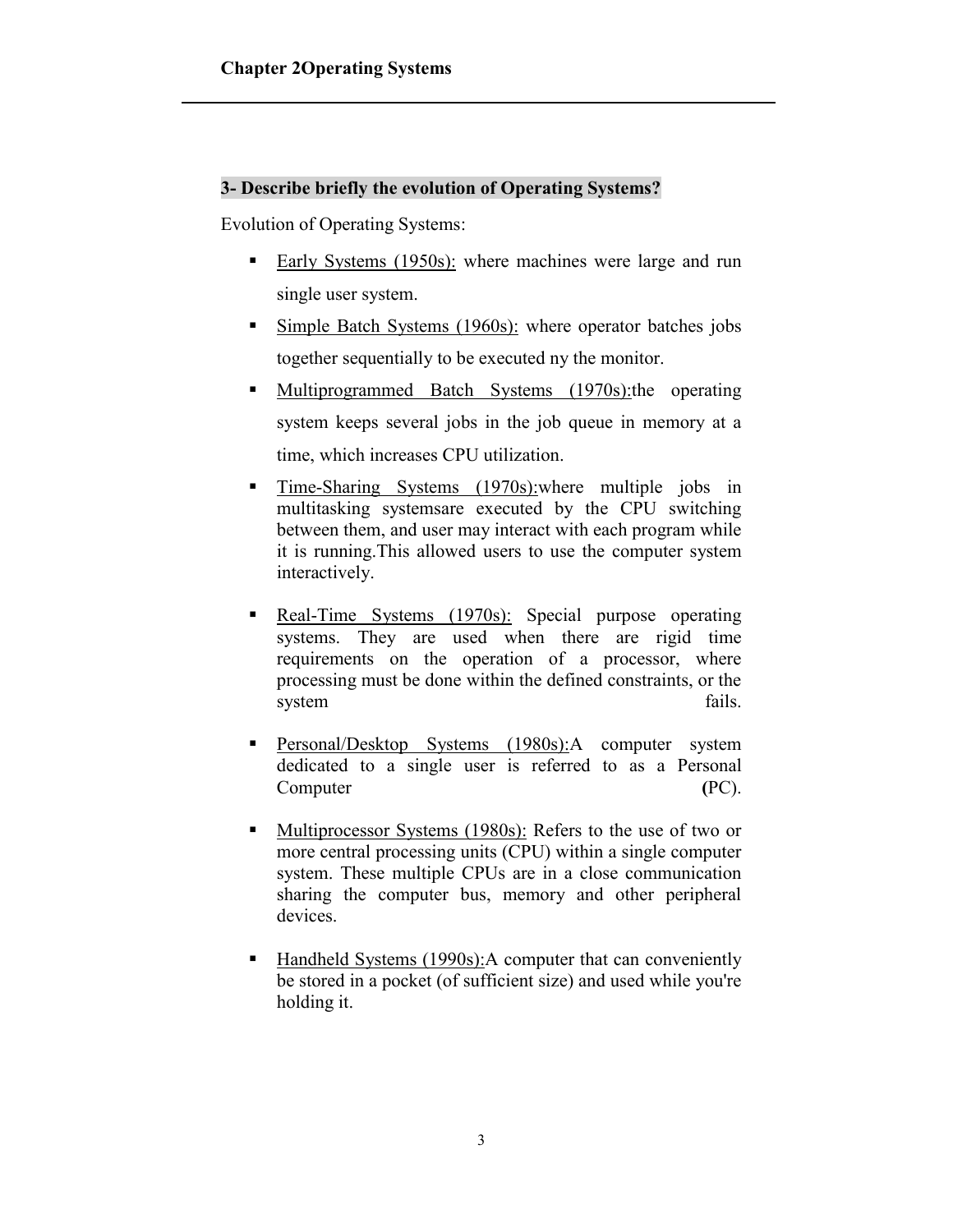### 3- Describe briefly the evolution of Operating Systems?

Evolution of Operating Systems:

- Early Systems (1950s): where machines were large and run single user system.
- Simple Batch Systems (1960s): where operator batches jobs together sequentially to be executed ny the monitor.
- Multiprogrammed Batch Systems (1970s):the operating system keeps several jobs in the job queue in memory at a time, which increases CPU utilization.
- Time-Sharing Systems (1970s):where multiple jobs in multitasking systemsare executed by the CPU switching between them, and user may interact with each program while it is running.This allowed users to use the computer system interactively.
- Real-Time Systems (1970s): Special purpose operating systems. They are used when there are rigid time requirements on the operation of a processor, where processing must be done within the defined constraints, or the system fails.
- Personal/Desktop Systems (1980s):A computer system dedicated to a single user is referred to as a Personal Computer **(**PC).
- Multiprocessor Systems (1980s): Refers to the use of two or more central processing units (CPU) within a single computer system. These multiple CPUs are in a close communication sharing the computer bus, memory and other peripheral devices.
- Handheld Systems (1990s):A computer that can conveniently be stored in a pocket (of sufficient size) and used while you're holding it.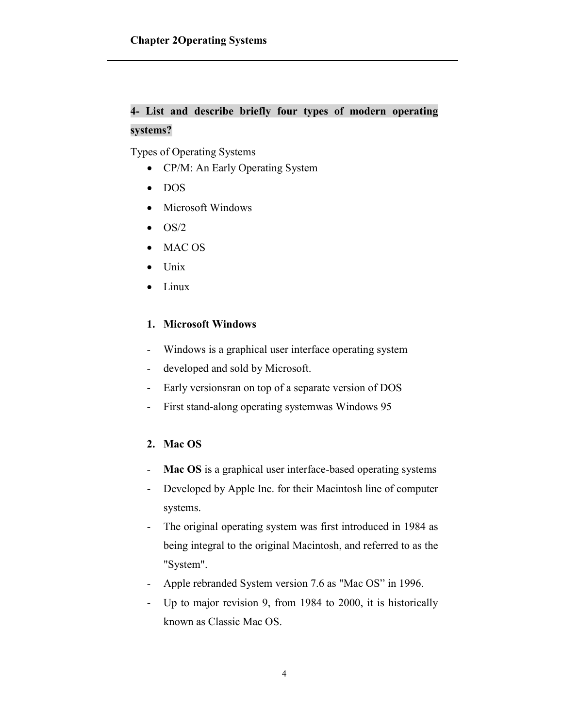**4- List and describe briefly four types of modern operating systems?**

Types of Operating Systems

- CP/M: An Early Operating System
- DOS
- Microsoft Windows
- OS/2
- MAC OS
- Unix
- Linux

1. **Microsoft Windows**

- Windows is a graphical user interface operating system
- developed and sold by Microsoft.
- Early versionsran on top of a separate version of DOS
- First stand-along operating systemwas Windows 95

2. **Mac OS**

- **Mac OS** is a graphical user interface-based operating systems
- Developed by Apple Inc. for their Macintosh line of computer systems.
- The original operating system was first introduced in 1984 as being integral to the original Macintosh, and referred to as the "System".
- Apple rebranded System version 7.6 as "Mac OS" in 1996.
- Up to major revision 9, from 1984 to 2000, it is historically known as Classic Mac OS.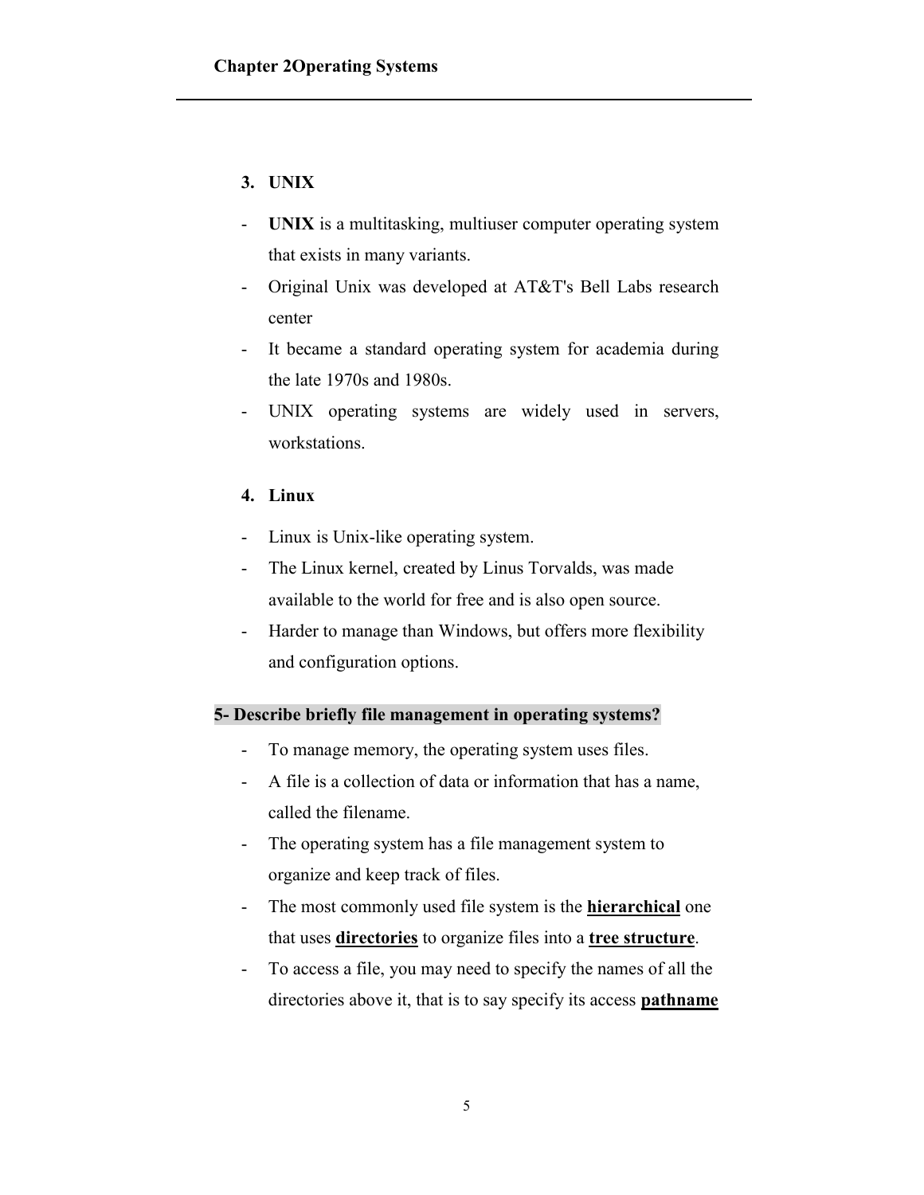### 3. UNIX

- **UNIX** is a multitasking, multiuser computer operating system that exists in many variants.
- Original Unix was developed at AT&T's Bell Labs research center
- It became a standard operating system for academia during the late 1970s and 1980s.
- UNIX operating systems are widely used in servers, workstations.

### 4. Linux

- Linux is Unix-like operating system.
- The Linux kernel, created by Linus Torvalds, was made available to the world for free and is also open source.
- Harder to manage than Windows, but offers more flexibility and configuration options.

## 5- Describe briefly file management in operating systems?

- To manage memory, the operating system uses files.
- A file is a collection of data or information that has a name, called the filename.
- The operating system has a file management system to organize and keep track of files.
- The most commonly used file system is the **hierarchical** one that uses **directories** to organize files into a **tree structure**.
- To access a file, you may need to specify the names of all the directories above it, that is to say specify its access **pathname**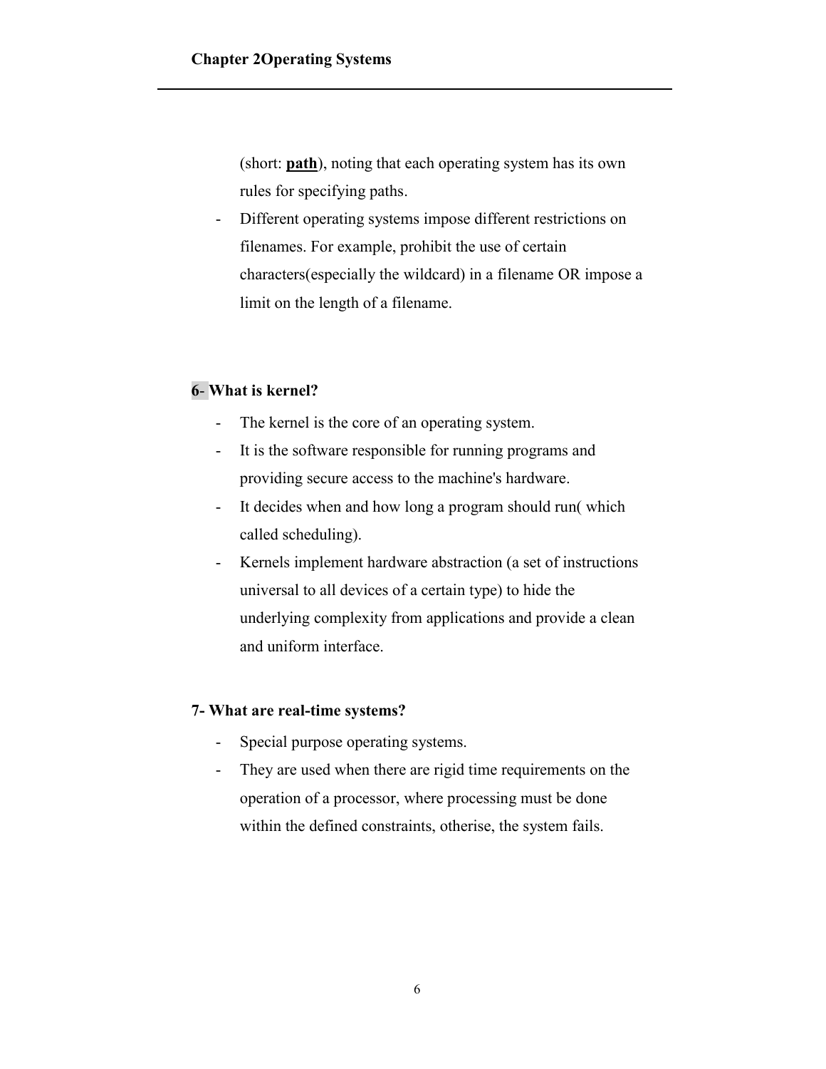(short: **path**), noting that each operating system has its own rules for specifying paths.

- Different operating systems impose different restrictions on filenames. For example, prohibit the use of certain characters(especially the wildcard) in a filename OR impose a limit on the length of a filename.

**6- What is kernel?**

- The kernel is the core of an operating system.
- It is the software responsible for running programs and providing secure access to the machine's hardware.
- It decides when and how long a program should run( which called scheduling).
- Kernels implement hardware abstraction (a set of instructions universal to all devices of a certain type) to hide the underlying complexity from applications and provide a clean and uniform interface.

**7- What are real-time systems?**

- Special purpose operating systems.
- They are used when there are rigid time requirements on the operation of a processor, where processing must be done within the defined constraints, otherise, the system fails.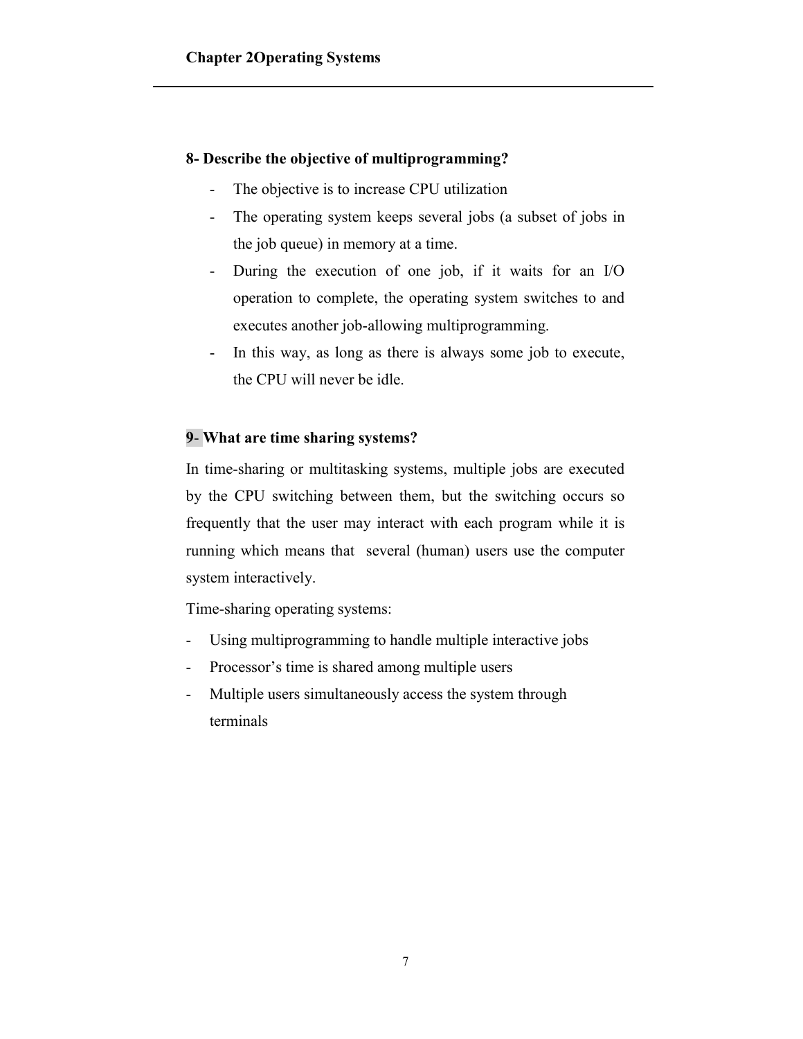**8- Describe the objective of multiprogramming?**

- The objective is to increase CPU utilization
- The operating system keeps several jobs (a subset of jobs in the job queue) in memory at a time.
- During the execution of one job, if it waits for an I/O operation to complete, the operating system switches to and executes another job-allowing multiprogramming.
- In this way, as long as there is always some job to execute, the CPU will never be idle.

**9- What are time sharing systems?**

In time-sharing or multitasking systems, multiple jobs are executed by the CPU switching between them, but the switching occurs so frequently that the user may interact with each program while it is running which means that several (human) users use the computer system interactively.

Time-sharing operating systems:

- Using multiprogramming to handle multiple interactive jobs
- Processor's time is shared among multiple users
- Multiple users simultaneously access the system through terminals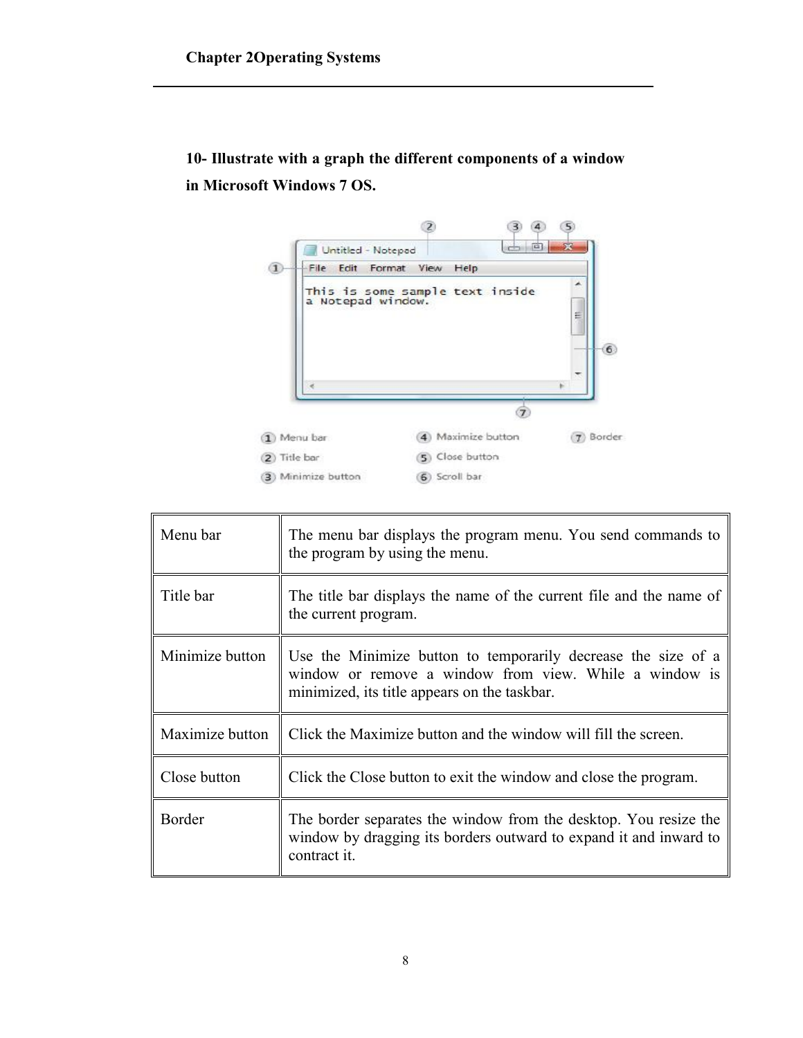**10- Illustrate with a graph the different components of a window in Microsoft Windows 7 OS.**

| | |
|---|---|
| Menu bar | The menu bar displays the program menu. You send commands to the program by using the menu. |
| Title bar | The title bar displays the name of the current file and the name of the current program. |
| Minimize button | Use the Minimize button to temporarily decrease the size of a window or remove a window from view. While a window is minimized, its title appears on the taskbar. |
| Maximize button | Click the Maximize button and the window will fill the screen. |
| Close button | Click the Close button to exit the window and close the program. |
| Border | The border separates the window from the desktop. You resize the window by dragging its borders outward to expand it and inward to contract it. |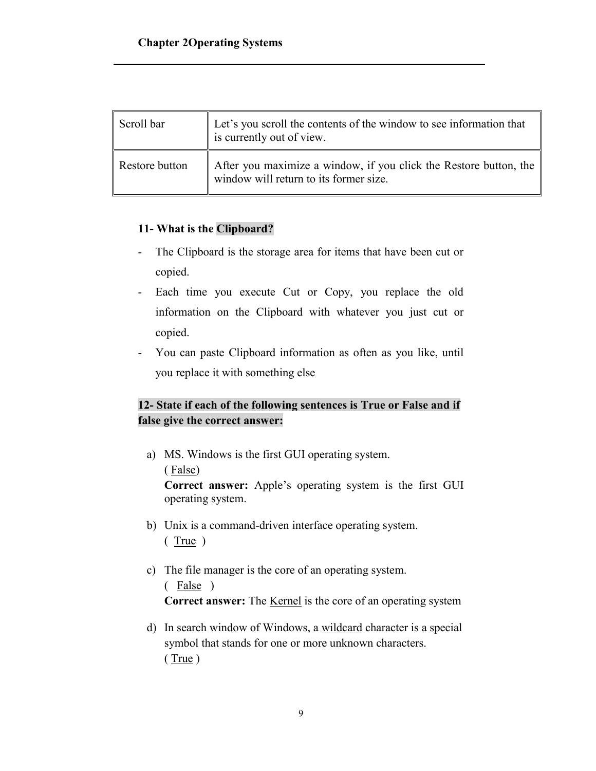| | |
|---|---|
| Scroll bar | Let's you scroll the contents of the window to see information that is currently out of view. |
| Restore button | After you maximize a window, if you click the Restore button, the window will return to its former size. |

**11- What is the Clipboard?**

- The Clipboard is the storage area for items that have been cut or copied.
- Each time you execute Cut or Copy, you replace the old information on the Clipboard with whatever you just cut or copied.
- You can paste Clipboard information as often as you like, until you replace it with something else

**12- State if each of the following sentences is True or False and if false give the correct answer:**

a) MS. Windows is the first GUI operating system.
( False)
**Correct answer:** Apple's operating system is the first GUI operating system.

b) Unix is a command-driven interface operating system.
( True )

c) The file manager is the core of an operating system.
( False )
**Correct answer:** The Kernel is the core of an operating system

d) In search window of Windows, a wildcard character is a special symbol that stands for one or more unknown characters.
( True )